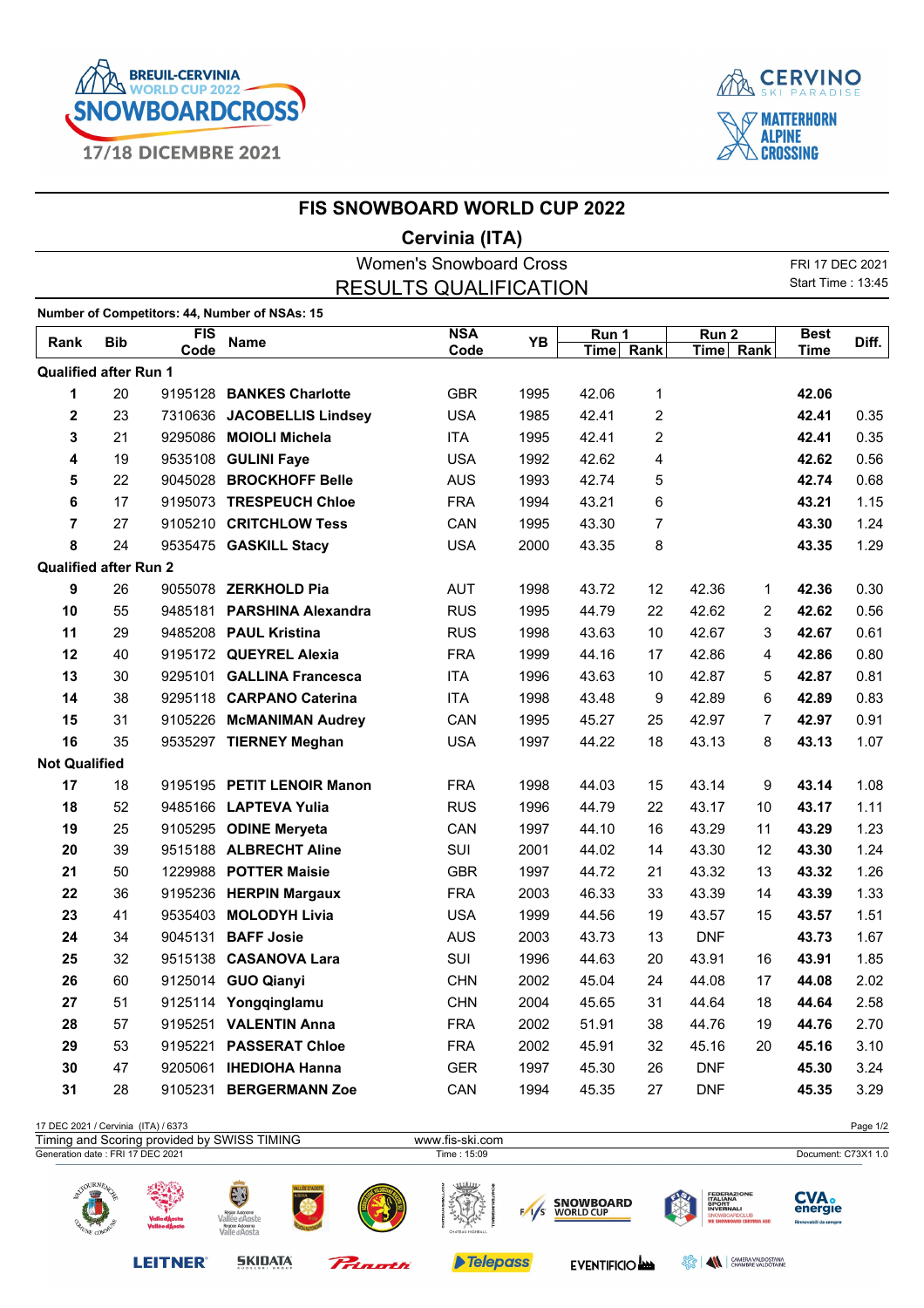BREUIL-CERVINIA WORLD CUP 2022 SNOWBOARDCROSS 17/18 DICEMBRE 2021

CERVINO SKI PARADISE
MATTERHORN ALPINE CROSSING

# FIS SNOWBOARD WORLD CUP 2022

## Cervinia (ITA)

Women's Snowboard Cross
RESULTS QUALIFICATION

FRI 17 DEC 2021
Start Time : 13:45

**Number of Competitors: 44, Number of NSAs: 15**

| Rank | Bib | FIS Code | Name | NSA Code | YB | Run 1 Time | Run 1 Rank | Run 2 Time | Run 2 Rank | Best Time | Diff. |
|---|---|---|---|---|---|---|---|---|---|---|---|
| **Qualified after Run 1** | | | | | | | | | | | |
| **1** | 20 | 9195128 | **BANKES Charlotte** | GBR | 1995 | 42.06 | 1 | | | **42.06** | |
| **2** | 23 | 7310636 | **JACOBELLIS Lindsey** | USA | 1985 | 42.41 | 2 | | | **42.41** | 0.35 |
| **3** | 21 | 9295086 | **MOIOLI Michela** | ITA | 1995 | 42.41 | 2 | | | **42.41** | 0.35 |
| **4** | 19 | 9535108 | **GULINI Faye** | USA | 1992 | 42.62 | 4 | | | **42.62** | 0.56 |
| **5** | 22 | 9045028 | **BROCKHOFF Belle** | AUS | 1993 | 42.74 | 5 | | | **42.74** | 0.68 |
| **6** | 17 | 9195073 | **TRESPEUCH Chloe** | FRA | 1994 | 43.21 | 6 | | | **43.21** | 1.15 |
| **7** | 27 | 9105210 | **CRITCHLOW Tess** | CAN | 1995 | 43.30 | 7 | | | **43.30** | 1.24 |
| **8** | 24 | 9535475 | **GASKILL Stacy** | USA | 2000 | 43.35 | 8 | | | **43.35** | 1.29 |
| **Qualified after Run 2** | | | | | | | | | | | |
| **9** | 26 | 9055078 | **ZERKHOLD Pia** | AUT | 1998 | 43.72 | 12 | 42.36 | 1 | **42.36** | 0.30 |
| **10** | 55 | 9485181 | **PARSHINA Alexandra** | RUS | 1995 | 44.79 | 22 | 42.62 | 2 | **42.62** | 0.56 |
| **11** | 29 | 9485208 | **PAUL Kristina** | RUS | 1998 | 43.63 | 10 | 42.67 | 3 | **42.67** | 0.61 |
| **12** | 40 | 9195172 | **QUEYREL Alexia** | FRA | 1999 | 44.16 | 17 | 42.86 | 4 | **42.86** | 0.80 |
| **13** | 30 | 9295101 | **GALLINA Francesca** | ITA | 1996 | 43.63 | 10 | 42.87 | 5 | **42.87** | 0.81 |
| **14** | 38 | 9295118 | **CARPANO Caterina** | ITA | 1998 | 43.48 | 9 | 42.89 | 6 | **42.89** | 0.83 |
| **15** | 31 | 9105226 | **McMANIMAN Audrey** | CAN | 1995 | 45.27 | 25 | 42.97 | 7 | **42.97** | 0.91 |
| **16** | 35 | 9535297 | **TIERNEY Meghan** | USA | 1997 | 44.22 | 18 | 43.13 | 8 | **43.13** | 1.07 |
| **Not Qualified** | | | | | | | | | | | |
| **17** | 18 | 9195195 | **PETIT LENOIR Manon** | FRA | 1998 | 44.03 | 15 | 43.14 | 9 | **43.14** | 1.08 |
| **18** | 52 | 9485166 | **LAPTEVA Yulia** | RUS | 1996 | 44.79 | 22 | 43.17 | 10 | **43.17** | 1.11 |
| **19** | 25 | 9105295 | **ODINE Meryeta** | CAN | 1997 | 44.10 | 16 | 43.29 | 11 | **43.29** | 1.23 |
| **20** | 39 | 9515188 | **ALBRECHT Aline** | SUI | 2001 | 44.02 | 14 | 43.30 | 12 | **43.30** | 1.24 |
| **21** | 50 | 1229988 | **POTTER Maisie** | GBR | 1997 | 44.72 | 21 | 43.32 | 13 | **43.32** | 1.26 |
| **22** | 36 | 9195236 | **HERPIN Margaux** | FRA | 2003 | 46.33 | 33 | 43.39 | 14 | **43.39** | 1.33 |
| **23** | 41 | 9535403 | **MOLODYH Livia** | USA | 1999 | 44.56 | 19 | 43.57 | 15 | **43.57** | 1.51 |
| **24** | 34 | 9045131 | **BAFF Josie** | AUS | 2003 | 43.73 | 13 | DNF | | **43.73** | 1.67 |
| **25** | 32 | 9515138 | **CASANOVA Lara** | SUI | 1996 | 44.63 | 20 | 43.91 | 16 | **43.91** | 1.85 |
| **26** | 60 | 9125014 | **GUO Qianyi** | CHN | 2002 | 45.04 | 24 | 44.08 | 17 | **44.08** | 2.02 |
| **27** | 51 | 9125114 | **Yongqinglamu** | CHN | 2004 | 45.65 | 31 | 44.64 | 18 | **44.64** | 2.58 |
| **28** | 57 | 9195251 | **VALENTIN Anna** | FRA | 2002 | 51.91 | 38 | 44.76 | 19 | **44.76** | 2.70 |
| **29** | 53 | 9195221 | **PASSERAT Chloe** | FRA | 2002 | 45.91 | 32 | 45.16 | 20 | **45.16** | 3.10 |
| **30** | 47 | 9205061 | **IHEDIOHA Hanna** | GER | 1997 | 45.30 | 26 | DNF | | **45.30** | 3.24 |
| **31** | 28 | 9105231 | **BERGERMANN Zoe** | CAN | 1994 | 45.35 | 27 | DNF | | **45.35** | 3.29 |

17 DEC 2021 / Cervinia (ITA) / 6373
Timing and Scoring provided by SWISS TIMING
www.fis-ski.com
Generation date : FRI 17 DEC 2021
Time : 15:09
Document: C73X1 1.0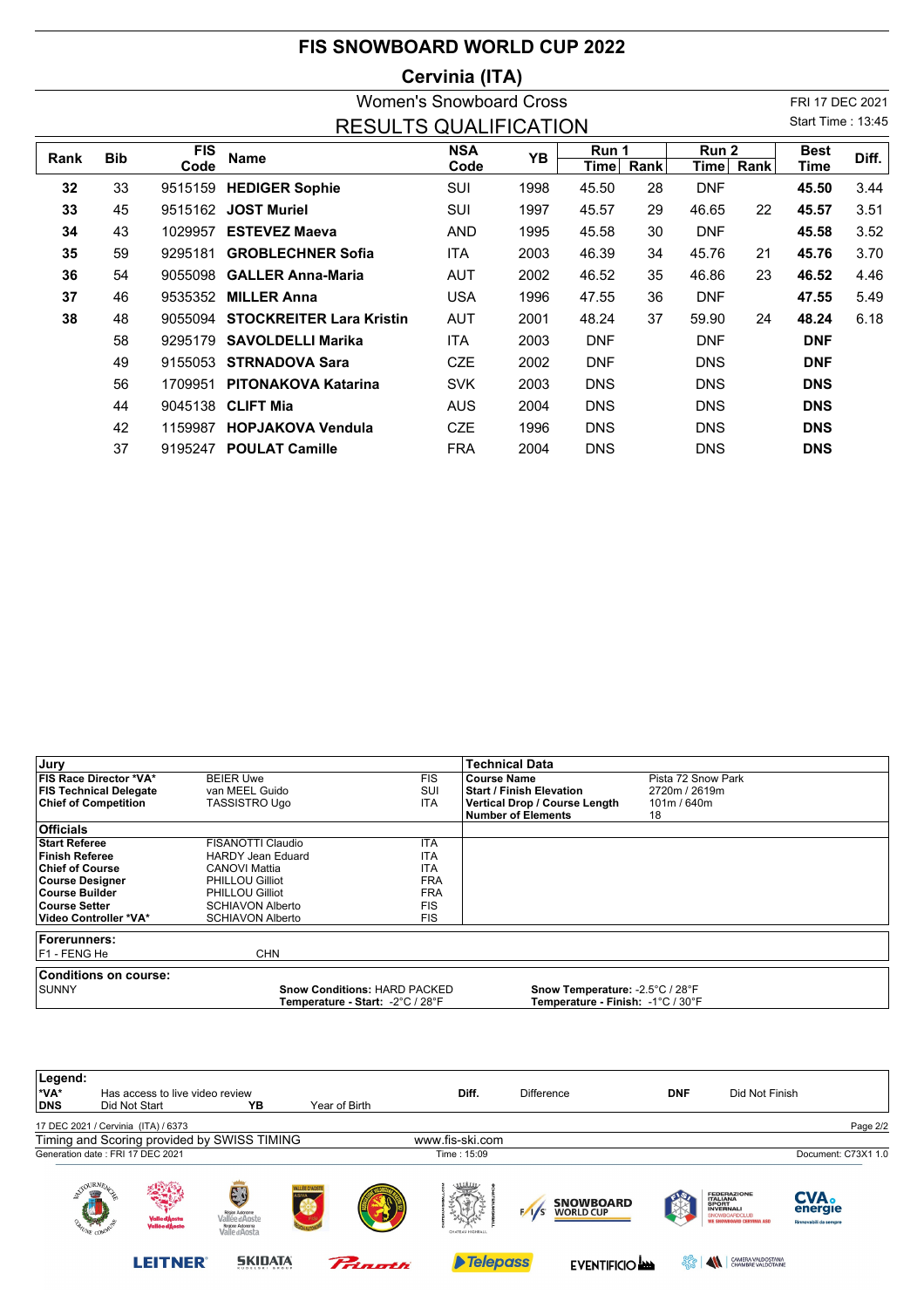# FIS SNOWBOARD WORLD CUP 2022

## Cervinia (ITA)

### Women's Snowboard Cross

### RESULTS QUALIFICATION

FRI 17 DEC 2021

Start Time : 13:45

| Rank | Bib | FIS Code | Name | NSA Code | YB | Run 1 Time | Run 1 Rank | Run 2 Time | Run 2 Rank | Best Time | Diff. |
|---|---|---|---|---|---|---|---|---|---|---|---|
| **32** | 33 | 9515159 | **HEDIGER Sophie** | SUI | 1998 | 45.50 | 28 | DNF | | **45.50** | 3.44 |
| **33** | 45 | 9515162 | **JOST Muriel** | SUI | 1997 | 45.57 | 29 | 46.65 | 22 | **45.57** | 3.51 |
| **34** | 43 | 1029957 | **ESTEVEZ Maeva** | AND | 1995 | 45.58 | 30 | DNF | | **45.58** | 3.52 |
| **35** | 59 | 9295181 | **GROBLECHNER Sofia** | ITA | 2003 | 46.39 | 34 | 45.76 | 21 | **45.76** | 3.70 |
| **36** | 54 | 9055098 | **GALLER Anna-Maria** | AUT | 2002 | 46.52 | 35 | 46.86 | 23 | **46.52** | 4.46 |
| **37** | 46 | 9535352 | **MILLER Anna** | USA | 1996 | 47.55 | 36 | DNF | | **47.55** | 5.49 |
| **38** | 48 | 9055094 | **STOCKREITER Lara Kristin** | AUT | 2001 | 48.24 | 37 | 59.90 | 24 | **48.24** | 6.18 |
| | 58 | 9295179 | **SAVOLDELLI Marika** | ITA | 2003 | DNF | | DNF | | **DNF** | |
| | 49 | 9155053 | **STRNADOVA Sara** | CZE | 2002 | DNF | | DNS | | **DNF** | |
| | 56 | 1709951 | **PITONAKOVA Katarina** | SVK | 2003 | DNS | | DNS | | **DNS** | |
| | 44 | 9045138 | **CLIFT Mia** | AUS | 2004 | DNS | | DNS | | **DNS** | |
| | 42 | 1159987 | **HOPJAKOVA Vendula** | CZE | 1996 | DNS | | DNS | | **DNS** | |
| | 37 | 9195247 | **POULAT Camille** | FRA | 2004 | DNS | | DNS | | **DNS** | |

| Jury | | |
|---|---|---|
| **FIS Race Director *VA*** | BEIER Uwe | FIS |
| **FIS Technical Delegate** | van MEEL Guido | SUI |
| **Chief of Competition** | TASSISTRO Ugo | ITA |
| **Officials** | | |
| **Start Referee** | FISANOTTI Claudio | ITA |
| **Finish Referee** | HARDY Jean Eduard | ITA |
| **Chief of Course** | CANOVI Mattia | ITA |
| **Course Designer** | PHILLOU Gilliot | FRA |
| **Course Builder** | PHILLOU Gilliot | FRA |
| **Course Setter** | SCHIAVON Alberto | FIS |
| **Video Controller *VA*** | SCHIAVON Alberto | FIS |

| Technical Data | |
|---|---|
| **Course Name** | Pista 72 Snow Park |
| **Start / Finish Elevation** | 2720m / 2619m |
| **Vertical Drop / Course Length** | 101m / 640m |
| **Number of Elements** | 18 |

**Forerunners:**

F1 - FENG He CHN

**Conditions on course:**

SUNNY

**Snow Conditions:** HARD PACKED

**Temperature - Start:** -2°C / 28°F

**Snow Temperature:** -2.5°C / 28°F

**Temperature - Finish:** -1°C / 30°F

**Legend:**

| | | | | | |
|---|---|---|---|---|---|
| ***VA*** | Has access to live video review | **Diff.** | Difference | **DNF** | Did Not Finish |
| **DNS** | Did Not Start | **YB** | Year of Birth | | |

17 DEC 2021 / Cervinia (ITA) / 6373

Timing and Scoring provided by SWISS TIMING

www.fis-ski.com

Generation date : FRI 17 DEC 2021 Time : 15:09 Document: C73X1 1.0